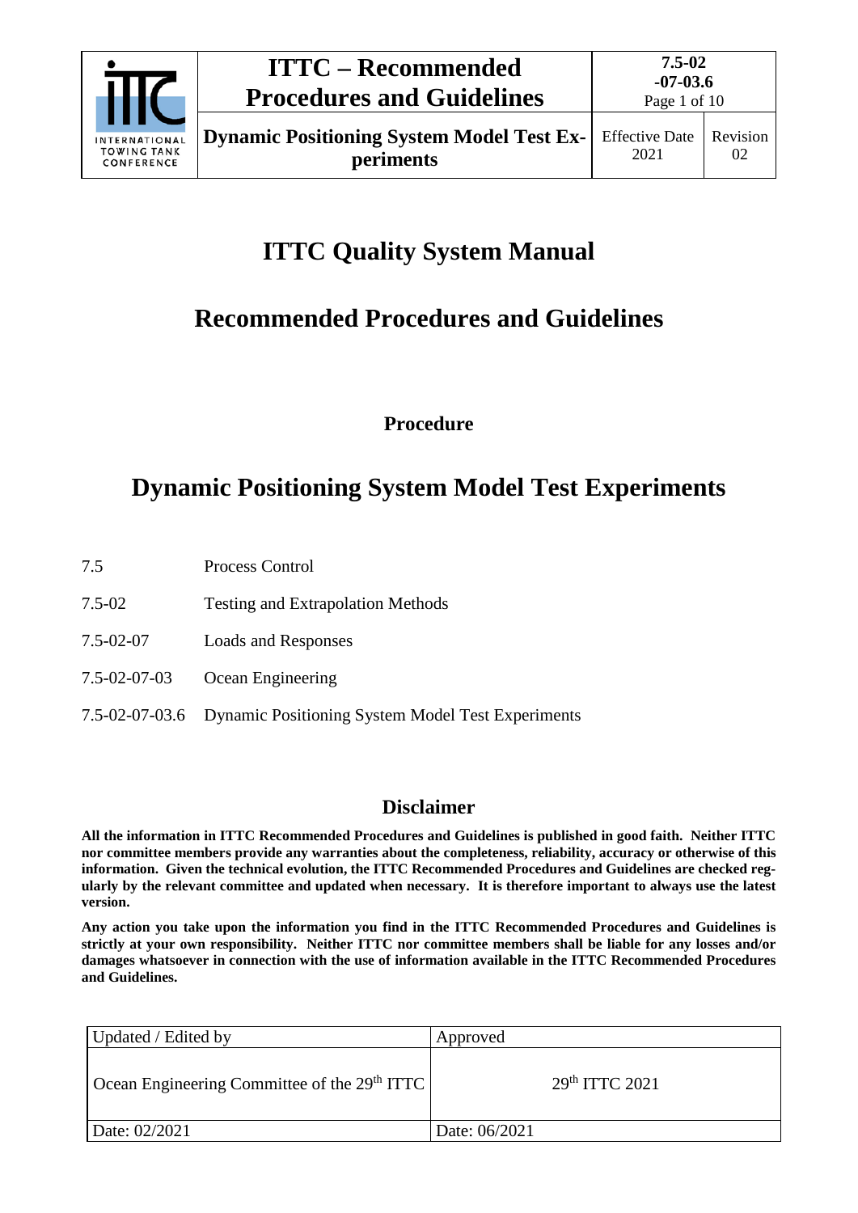# ITTC Quality System Manual

## Recommended Procedures and Guidelines

**Procedure**

# Dynamic Positioning System Model Test Experiments

| | |
|---|---|
| 7.5 | Process Control |
| 7.5-02 | Testing and Extrapolation Methods |
| 7.5-02-07 | Loads and Responses |
| 7.5-02-07-03 | Ocean Engineering |
| 7.5-02-07-03.6 | Dynamic Positioning System Model Test Experiments |

## Disclaimer

**All the information in ITTC Recommended Procedures and Guidelines is published in good faith. Neither ITTC nor committee members provide any warranties about the completeness, reliability, accuracy or otherwise of this information. Given the technical evolution, the ITTC Recommended Procedures and Guidelines are checked regularly by the relevant committee and updated when necessary. It is therefore important to always use the latest version.**

**Any action you take upon the information you find in the ITTC Recommended Procedures and Guidelines is strictly at your own responsibility. Neither ITTC nor committee members shall be liable for any losses and/or damages whatsoever in connection with the use of information available in the ITTC Recommended Procedures and Guidelines.**

| Updated / Edited by | Approved |
|---|---|
| Ocean Engineering Committee of the 29th ITTC | 29th ITTC 2021 |
| Date: 02/2021 | Date: 06/2021 |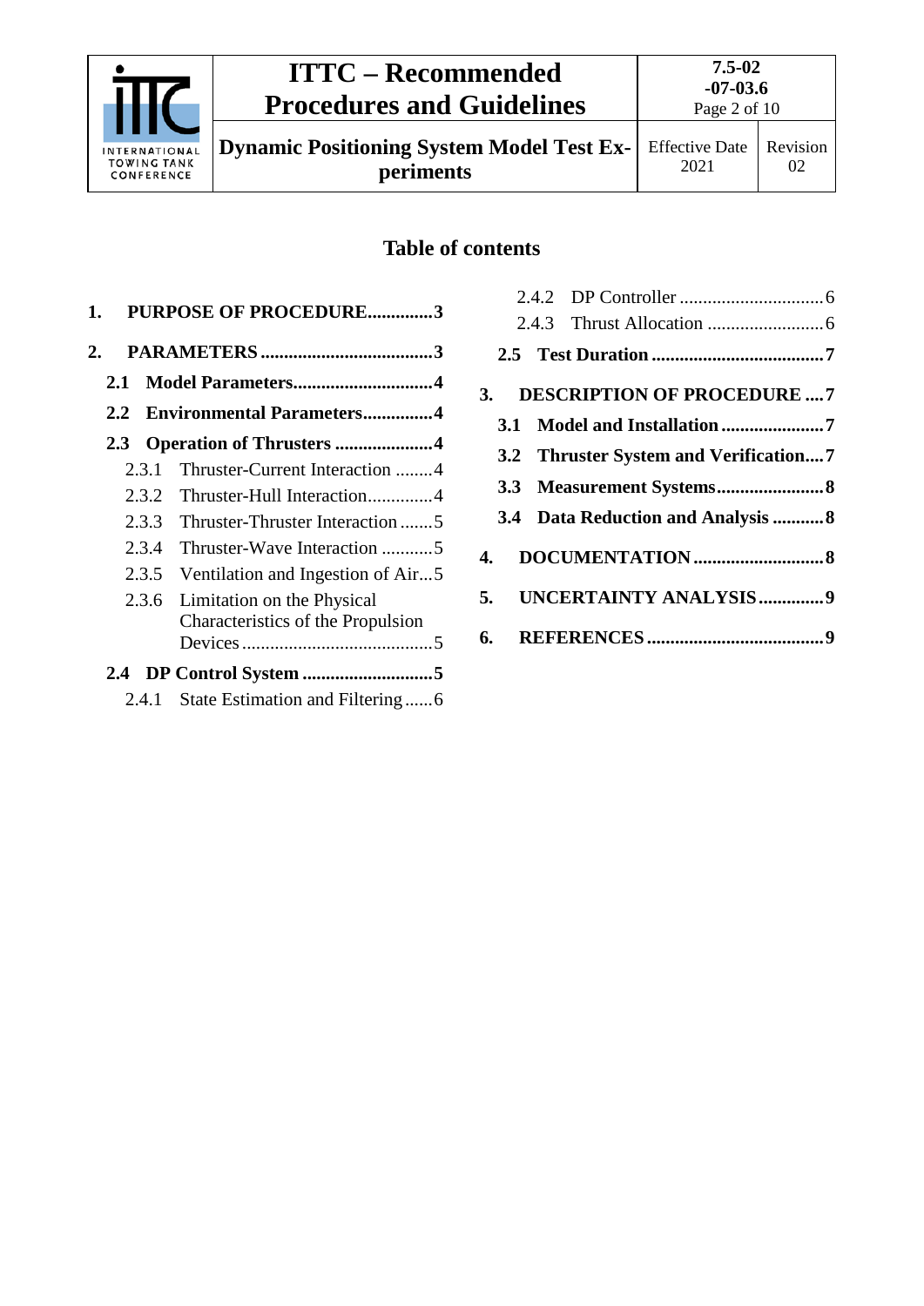## Table of contents

1. PURPOSE OF PROCEDURE .............. 3
2. PARAMETERS .............. 3
   - 2.1 Model Parameters .............. 4
   - 2.2 Environmental Parameters .............. 4
   - 2.3 Operation of Thrusters .............. 4
     - 2.3.1 Thruster-Current Interaction .............. 4
     - 2.3.2 Thruster-Hull Interaction .............. 4
     - 2.3.3 Thruster-Thruster Interaction .............. 5
     - 2.3.4 Thruster-Wave Interaction .............. 5
     - 2.3.5 Ventilation and Ingestion of Air .............. 5
     - 2.3.6 Limitation on the Physical Characteristics of the Propulsion Devices .............. 5
   - 2.4 DP Control System .............. 5
     - 2.4.1 State Estimation and Filtering .............. 6
     - 2.4.2 DP Controller .............. 6
     - 2.4.3 Thrust Allocation .............. 6
   - 2.5 Test Duration .............. 7
3. DESCRIPTION OF PROCEDURE .............. 7
   - 3.1 Model and Installation .............. 7
   - 3.2 Thruster System and Verification .............. 7
   - 3.3 Measurement Systems .............. 8
   - 3.4 Data Reduction and Analysis .............. 8
4. DOCUMENTATION .............. 8
5. UNCERTAINTY ANALYSIS .............. 9
6. REFERENCES .............. 9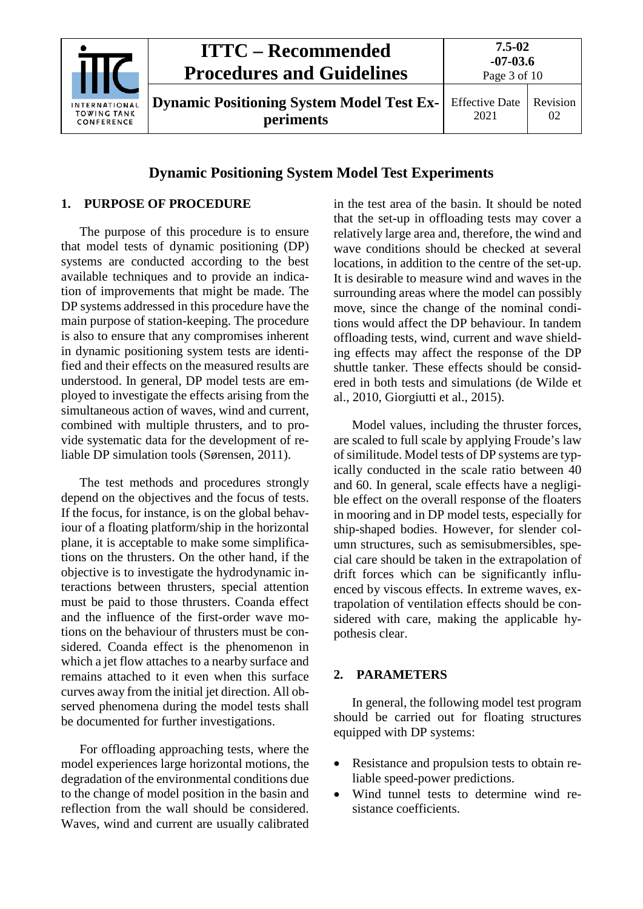# Dynamic Positioning System Model Test Experiments

## 1. PURPOSE OF PROCEDURE

The purpose of this procedure is to ensure that model tests of dynamic positioning (DP) systems are conducted according to the best available techniques and to provide an indication of improvements that might be made. The DP systems addressed in this procedure have the main purpose of station-keeping. The procedure is also to ensure that any compromises inherent in dynamic positioning system tests are identified and their effects on the measured results are understood. In general, DP model tests are employed to investigate the effects arising from the simultaneous action of waves, wind and current, combined with multiple thrusters, and to provide systematic data for the development of reliable DP simulation tools (Sørensen, 2011).

The test methods and procedures strongly depend on the objectives and the focus of tests. If the focus, for instance, is on the global behaviour of a floating platform/ship in the horizontal plane, it is acceptable to make some simplifications on the thrusters. On the other hand, if the objective is to investigate the hydrodynamic interactions between thrusters, special attention must be paid to those thrusters. Coanda effect and the influence of the first-order wave motions on the behaviour of thrusters must be considered. Coanda effect is the phenomenon in which a jet flow attaches to a nearby surface and remains attached to it even when this surface curves away from the initial jet direction. All observed phenomena during the model tests shall be documented for further investigations.

For offloading approaching tests, where the model experiences large horizontal motions, the degradation of the environmental conditions due to the change of model position in the basin and reflection from the wall should be considered. Waves, wind and current are usually calibrated in the test area of the basin. It should be noted that the set-up in offloading tests may cover a relatively large area and, therefore, the wind and wave conditions should be checked at several locations, in addition to the centre of the set-up. It is desirable to measure wind and waves in the surrounding areas where the model can possibly move, since the change of the nominal conditions would affect the DP behaviour. In tandem offloading tests, wind, current and wave shielding effects may affect the response of the DP shuttle tanker. These effects should be considered in both tests and simulations (de Wilde et al., 2010, Giorgiutti et al., 2015).

Model values, including the thruster forces, are scaled to full scale by applying Froude's law of similitude. Model tests of DP systems are typically conducted in the scale ratio between 40 and 60. In general, scale effects have a negligible effect on the overall response of the floaters in mooring and in DP model tests, especially for ship-shaped bodies. However, for slender column structures, such as semisubmersibles, special care should be taken in the extrapolation of drift forces which can be significantly influenced by viscous effects. In extreme waves, extrapolation of ventilation effects should be considered with care, making the applicable hypothesis clear.

## 2. PARAMETERS

In general, the following model test program should be carried out for floating structures equipped with DP systems:

- Resistance and propulsion tests to obtain reliable speed-power predictions.
- Wind tunnel tests to determine wind resistance coefficients.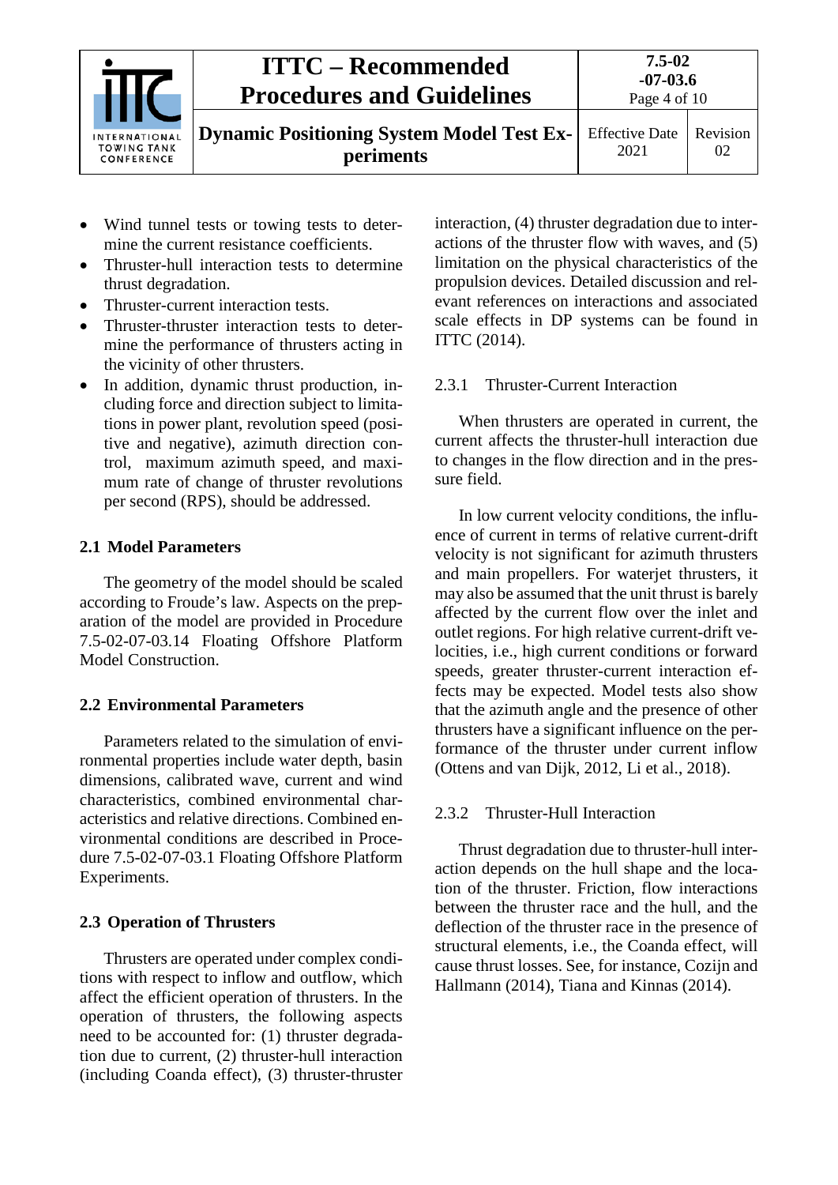- Wind tunnel tests or towing tests to determine the current resistance coefficients.
- Thruster-hull interaction tests to determine thrust degradation.
- Thruster-current interaction tests.
- Thruster-thruster interaction tests to determine the performance of thrusters acting in the vicinity of other thrusters.
- In addition, dynamic thrust production, including force and direction subject to limitations in power plant, revolution speed (positive and negative), azimuth direction control, maximum azimuth speed, and maximum rate of change of thruster revolutions per second (RPS), should be addressed.

## 2.1 Model Parameters

The geometry of the model should be scaled according to Froude's law. Aspects on the preparation of the model are provided in Procedure 7.5-02-07-03.14 Floating Offshore Platform Model Construction.

## 2.2 Environmental Parameters

Parameters related to the simulation of environmental properties include water depth, basin dimensions, calibrated wave, current and wind characteristics, combined environmental characteristics and relative directions. Combined environmental conditions are described in Procedure 7.5-02-07-03.1 Floating Offshore Platform Experiments.

## 2.3 Operation of Thrusters

Thrusters are operated under complex conditions with respect to inflow and outflow, which affect the efficient operation of thrusters. In the operation of thrusters, the following aspects need to be accounted for: (1) thruster degradation due to current, (2) thruster-hull interaction (including Coanda effect), (3) thruster-thruster interaction, (4) thruster degradation due to interactions of the thruster flow with waves, and (5) limitation on the physical characteristics of the propulsion devices. Detailed discussion and relevant references on interactions and associated scale effects in DP systems can be found in ITTC (2014).

### 2.3.1 Thruster-Current Interaction

When thrusters are operated in current, the current affects the thruster-hull interaction due to changes in the flow direction and in the pressure field.

In low current velocity conditions, the influence of current in terms of relative current-drift velocity is not significant for azimuth thrusters and main propellers. For waterjet thrusters, it may also be assumed that the unit thrust is barely affected by the current flow over the inlet and outlet regions. For high relative current-drift velocities, i.e., high current conditions or forward speeds, greater thruster-current interaction effects may be expected. Model tests also show that the azimuth angle and the presence of other thrusters have a significant influence on the performance of the thruster under current inflow (Ottens and van Dijk, 2012, Li et al., 2018).

### 2.3.2 Thruster-Hull Interaction

Thrust degradation due to thruster-hull interaction depends on the hull shape and the location of the thruster. Friction, flow interactions between the thruster race and the hull, and the deflection of the thruster race in the presence of structural elements, i.e., the Coanda effect, will cause thrust losses. See, for instance, Cozijn and Hallmann (2014), Tiana and Kinnas (2014).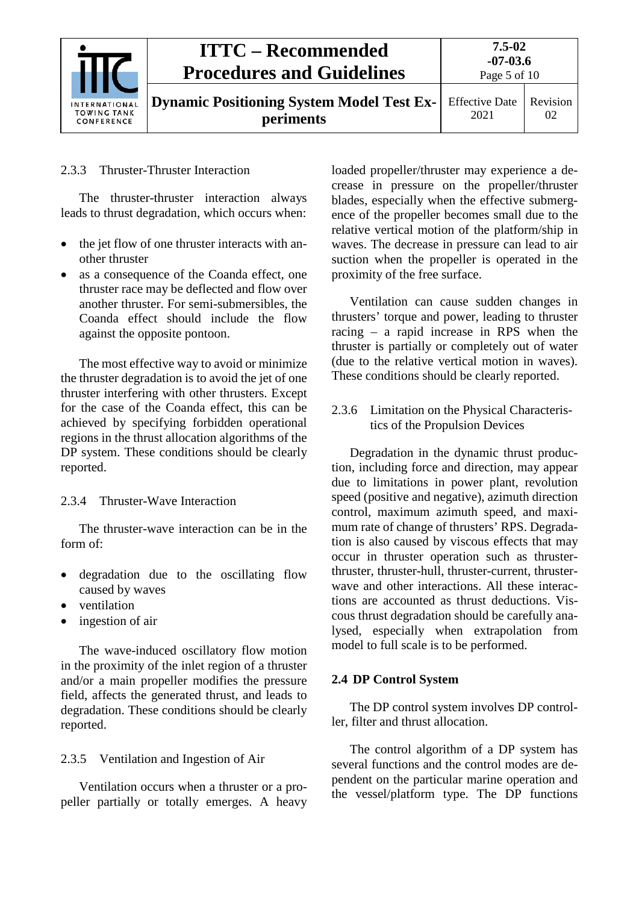### 2.3.3 Thruster-Thruster Interaction

The thruster-thruster interaction always leads to thrust degradation, which occurs when:

- the jet flow of one thruster interacts with another thruster
- as a consequence of the Coanda effect, one thruster race may be deflected and flow over another thruster. For semi-submersibles, the Coanda effect should include the flow against the opposite pontoon.

The most effective way to avoid or minimize the thruster degradation is to avoid the jet of one thruster interfering with other thrusters. Except for the case of the Coanda effect, this can be achieved by specifying forbidden operational regions in the thrust allocation algorithms of the DP system. These conditions should be clearly reported.

### 2.3.4 Thruster-Wave Interaction

The thruster-wave interaction can be in the form of:

- degradation due to the oscillating flow caused by waves
- ventilation
- ingestion of air

The wave-induced oscillatory flow motion in the proximity of the inlet region of a thruster and/or a main propeller modifies the pressure field, and affects the generated thrust, and leads to degradation. These conditions should be clearly reported.

### 2.3.5 Ventilation and Ingestion of Air

Ventilation occurs when a thruster or a propeller partially or totally emerges. A heavy loaded propeller/thruster may experience a decrease in pressure on the propeller/thruster blades, especially when the effective submergence of the propeller becomes small due to the relative vertical motion of the platform/ship in waves. The decrease in pressure can lead to air suction when the propeller is operated in the proximity of the free surface.

Ventilation can cause sudden changes in thrusters' torque and power, leading to thruster racing – a rapid increase in RPS when the thruster is partially or completely out of water (due to the relative vertical motion in waves). These conditions should be clearly reported.

### 2.3.6 Limitation on the Physical Characteristics of the Propulsion Devices

Degradation in the dynamic thrust production, including force and direction, may appear due to limitations in power plant, revolution speed (positive and negative), azimuth direction control, maximum azimuth speed, and maximum rate of change of thrusters' RPS. Degradation is also caused by viscous effects that may occur in thruster operation such as thruster-thruster, thruster-hull, thruster-current, thruster-wave and other interactions. All these interactions are accounted as thrust deductions. Viscous thrust degradation should be carefully analysed, especially when extrapolation from model to full scale is to be performed.

## 2.4 DP Control System

The DP control system involves DP controller, filter and thrust allocation.

The control algorithm of a DP system has several functions and the control modes are dependent on the particular marine operation and the vessel/platform type. The DP functions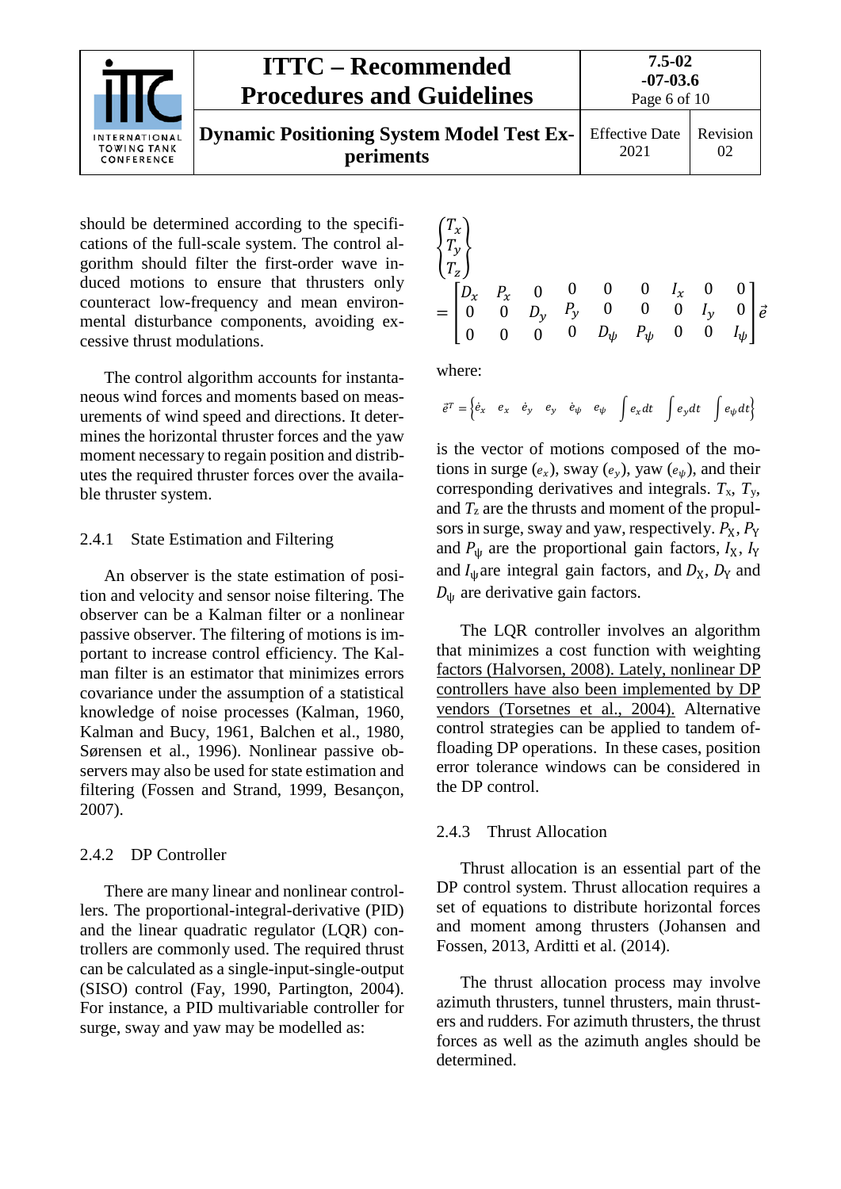should be determined according to the specifications of the full-scale system. The control algorithm should filter the first-order wave induced motions to ensure that thrusters only counteract low-frequency and mean environmental disturbance components, avoiding excessive thrust modulations.

The control algorithm accounts for instantaneous wind forces and moments based on measurements of wind speed and directions. It determines the horizontal thruster forces and the yaw moment necessary to regain position and distributes the required thruster forces over the available thruster system.

### 2.4.1 State Estimation and Filtering

An observer is the state estimation of position and velocity and sensor noise filtering. The observer can be a Kalman filter or a nonlinear passive observer. The filtering of motions is important to increase control efficiency. The Kalman filter is an estimator that minimizes errors covariance under the assumption of a statistical knowledge of noise processes (Kalman, 1960, Kalman and Bucy, 1961, Balchen et al., 1980, Sørensen et al., 1996). Nonlinear passive observers may also be used for state estimation and filtering (Fossen and Strand, 1999, Besançon, 2007).

### 2.4.2 DP Controller

There are many linear and nonlinear controllers. The proportional-integral-derivative (PID) and the linear quadratic regulator (LQR) controllers are commonly used. The required thrust can be calculated as a single-input-single-output (SISO) control (Fay, 1990, Partington, 2004). For instance, a PID multivariable controller for surge, sway and yaw may be modelled as:

$$
\begin{Bmatrix} T_x \\ T_y \\ T_z \end{Bmatrix} = \begin{bmatrix} D_x & P_x & 0 & 0 & 0 & 0 & I_x & 0 & 0 \\ 0 & 0 & D_y & P_y & 0 & 0 & 0 & I_y & 0 \\ 0 & 0 & 0 & 0 & D_\psi & P_\psi & 0 & 0 & I_\psi \end{bmatrix} \vec{e}
$$

where:

$$
\vec{e}^T = \left\{ \dot{e}_x \quad e_x \quad \dot{e}_y \quad e_y \quad \dot{e}_\psi \quad e_\psi \quad \int e_x dt \quad \int e_y dt \quad \int e_\psi dt \right\}
$$

is the vector of motions composed of the motions in surge ($e_x$), sway ($e_y$), yaw ($e_\psi$), and their corresponding derivatives and integrals. $T_x$, $T_y$, and $T_z$ are the thrusts and moment of the propulsors in surge, sway and yaw, respectively. $P_X$, $P_Y$ and $P_\psi$ are the proportional gain factors, $I_X$, $I_Y$ and $I_\psi$ are integral gain factors, and $D_X$, $D_Y$ and $D_\psi$ are derivative gain factors.

The LQR controller involves an algorithm that minimizes a cost function with weighting factors (Halvorsen, 2008). Lately, nonlinear DP controllers have also been implemented by DP vendors (Torsetnes et al., 2004). Alternative control strategies can be applied to tandem offloading DP operations. In these cases, position error tolerance windows can be considered in the DP control.

### 2.4.3 Thrust Allocation

Thrust allocation is an essential part of the DP control system. Thrust allocation requires a set of equations to distribute horizontal forces and moment among thrusters (Johansen and Fossen, 2013, Arditti et al. (2014).

The thrust allocation process may involve azimuth thrusters, tunnel thrusters, main thrusters and rudders. For azimuth thrusters, the thrust forces as well as the azimuth angles should be determined.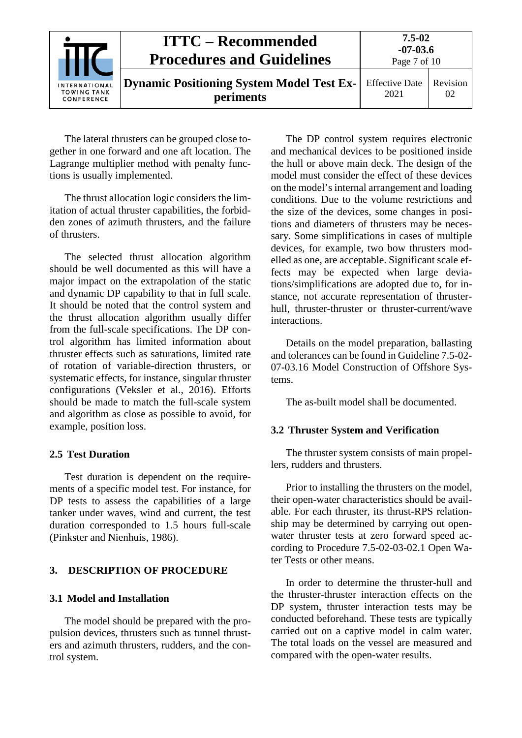The lateral thrusters can be grouped close together in one forward and one aft location. The Lagrange multiplier method with penalty functions is usually implemented.

The thrust allocation logic considers the limitation of actual thruster capabilities, the forbidden zones of azimuth thrusters, and the failure of thrusters.

The selected thrust allocation algorithm should be well documented as this will have a major impact on the extrapolation of the static and dynamic DP capability to that in full scale. It should be noted that the control system and the thrust allocation algorithm usually differ from the full-scale specifications. The DP control algorithm has limited information about thruster effects such as saturations, limited rate of rotation of variable-direction thrusters, or systematic effects, for instance, singular thruster configurations (Veksler et al., 2016). Efforts should be made to match the full-scale system and algorithm as close as possible to avoid, for example, position loss.

### 2.5 Test Duration

Test duration is dependent on the requirements of a specific model test. For instance, for DP tests to assess the capabilities of a large tanker under waves, wind and current, the test duration corresponded to 1.5 hours full-scale (Pinkster and Nienhuis, 1986).

## 3. DESCRIPTION OF PROCEDURE

### 3.1 Model and Installation

The model should be prepared with the propulsion devices, thrusters such as tunnel thrusters and azimuth thrusters, rudders, and the control system.

The DP control system requires electronic and mechanical devices to be positioned inside the hull or above main deck. The design of the model must consider the effect of these devices on the model's internal arrangement and loading conditions. Due to the volume restrictions and the size of the devices, some changes in positions and diameters of thrusters may be necessary. Some simplifications in cases of multiple devices, for example, two bow thrusters modelled as one, are acceptable. Significant scale effects may be expected when large deviations/simplifications are adopted due to, for instance, not accurate representation of thruster-hull, thruster-thruster or thruster-current/wave interactions.

Details on the model preparation, ballasting and tolerances can be found in Guideline 7.5-02-07-03.16 Model Construction of Offshore Systems.

The as-built model shall be documented.

### 3.2 Thruster System and Verification

The thruster system consists of main propellers, rudders and thrusters.

Prior to installing the thrusters on the model, their open-water characteristics should be available. For each thruster, its thrust-RPS relationship may be determined by carrying out open-water thruster tests at zero forward speed according to Procedure 7.5-02-03-02.1 Open Water Tests or other means.

In order to determine the thruster-hull and the thruster-thruster interaction effects on the DP system, thruster interaction tests may be conducted beforehand. These tests are typically carried out on a captive model in calm water. The total loads on the vessel are measured and compared with the open-water results.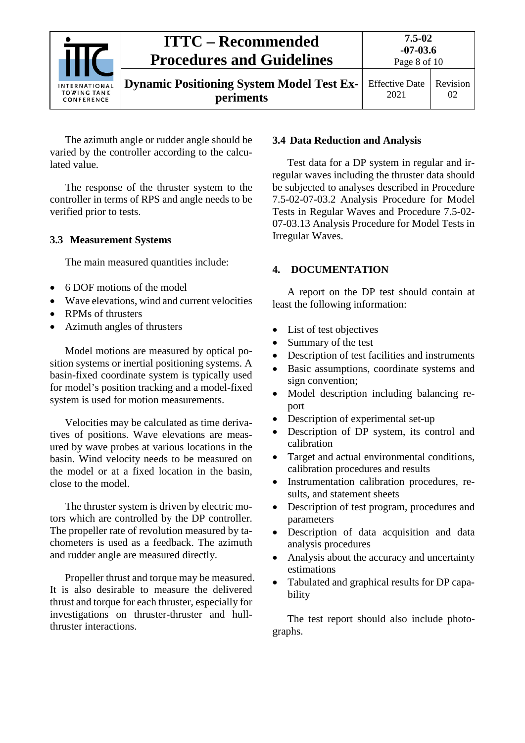The azimuth angle or rudder angle should be varied by the controller according to the calculated value.

The response of the thruster system to the controller in terms of RPS and angle needs to be verified prior to tests.

### 3.3 Measurement Systems

The main measured quantities include:

- 6 DOF motions of the model
- Wave elevations, wind and current velocities
- RPMs of thrusters
- Azimuth angles of thrusters

Model motions are measured by optical position systems or inertial positioning systems. A basin-fixed coordinate system is typically used for model's position tracking and a model-fixed system is used for motion measurements.

Velocities may be calculated as time derivatives of positions. Wave elevations are measured by wave probes at various locations in the basin. Wind velocity needs to be measured on the model or at a fixed location in the basin, close to the model.

The thruster system is driven by electric motors which are controlled by the DP controller. The propeller rate of revolution measured by tachometers is used as a feedback. The azimuth and rudder angle are measured directly.

Propeller thrust and torque may be measured. It is also desirable to measure the delivered thrust and torque for each thruster, especially for investigations on thruster-thruster and hull-thruster interactions.

### 3.4 Data Reduction and Analysis

Test data for a DP system in regular and irregular waves including the thruster data should be subjected to analyses described in Procedure 7.5-02-07-03.2 Analysis Procedure for Model Tests in Regular Waves and Procedure 7.5-02-07-03.13 Analysis Procedure for Model Tests in Irregular Waves.

## 4. DOCUMENTATION

A report on the DP test should contain at least the following information:

- List of test objectives
- Summary of the test
- Description of test facilities and instruments
- Basic assumptions, coordinate systems and sign convention;
- Model description including balancing report
- Description of experimental set-up
- Description of DP system, its control and calibration
- Target and actual environmental conditions, calibration procedures and results
- Instrumentation calibration procedures, results, and statement sheets
- Description of test program, procedures and parameters
- Description of data acquisition and data analysis procedures
- Analysis about the accuracy and uncertainty estimations
- Tabulated and graphical results for DP capability

The test report should also include photographs.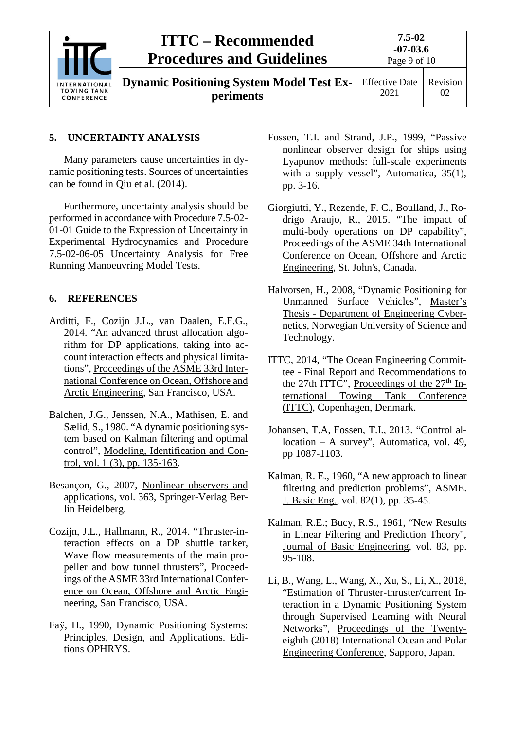## 5. UNCERTAINTY ANALYSIS

Many parameters cause uncertainties in dynamic positioning tests. Sources of uncertainties can be found in Qiu et al. (2014).

Furthermore, uncertainty analysis should be performed in accordance with Procedure 7.5-02-01-01 Guide to the Expression of Uncertainty in Experimental Hydrodynamics and Procedure 7.5-02-06-05 Uncertainty Analysis for Free Running Manoeuvring Model Tests.

## 6. REFERENCES

Arditti, F., Cozijn J.L., van Daalen, E.F.G., 2014. "An advanced thrust allocation algorithm for DP applications, taking into account interaction effects and physical limitations", Proceedings of the ASME 33rd International Conference on Ocean, Offshore and Arctic Engineering, San Francisco, USA.

Balchen, J.G., Jenssen, N.A., Mathisen, E. and Sælid, S., 1980. "A dynamic positioning system based on Kalman filtering and optimal control", Modeling, Identification and Control, vol. 1 (3), pp. 135-163.

Besançon, G., 2007, Nonlinear observers and applications, vol. 363, Springer-Verlag Berlin Heidelberg.

Cozijn, J.L., Hallmann, R., 2014. "Thruster-interaction effects on a DP shuttle tanker, Wave flow measurements of the main propeller and bow tunnel thrusters", Proceedings of the ASME 33rd International Conference on Ocean, Offshore and Arctic Engineering, San Francisco, USA.

Faÿ, H., 1990, Dynamic Positioning Systems: Principles, Design, and Applications. Editions OPHRYS.

Fossen, T.I. and Strand, J.P., 1999, "Passive nonlinear observer design for ships using Lyapunov methods: full-scale experiments with a supply vessel", Automatica, 35(1), pp. 3-16.

Giorgiutti, Y., Rezende, F. C., Boulland, J., Rodrigo Araujo, R., 2015. "The impact of multi-body operations on DP capability", Proceedings of the ASME 34th International Conference on Ocean, Offshore and Arctic Engineering, St. John's, Canada.

Halvorsen, H., 2008, "Dynamic Positioning for Unmanned Surface Vehicles", Master's Thesis - Department of Engineering Cybernetics, Norwegian University of Science and Technology.

ITTC, 2014, "The Ocean Engineering Committee - Final Report and Recommendations to the 27th ITTC", Proceedings of the 27th International Towing Tank Conference (ITTC), Copenhagen, Denmark.

Johansen, T.A, Fossen, T.I., 2013. "Control allocation – A survey", Automatica, vol. 49, pp 1087-1103.

Kalman, R. E., 1960, "A new approach to linear filtering and prediction problems", ASME. J. Basic Eng., vol. 82(1), pp. 35-45.

Kalman, R.E.; Bucy, R.S., 1961, "New Results in Linear Filtering and Prediction Theory", Journal of Basic Engineering, vol. 83, pp. 95-108.

Li, B., Wang, L., Wang, X., Xu, S., Li, X., 2018, "Estimation of Thruster-thruster/current Interaction in a Dynamic Positioning System through Supervised Learning with Neural Networks", Proceedings of the Twenty-eighth (2018) International Ocean and Polar Engineering Conference, Sapporo, Japan.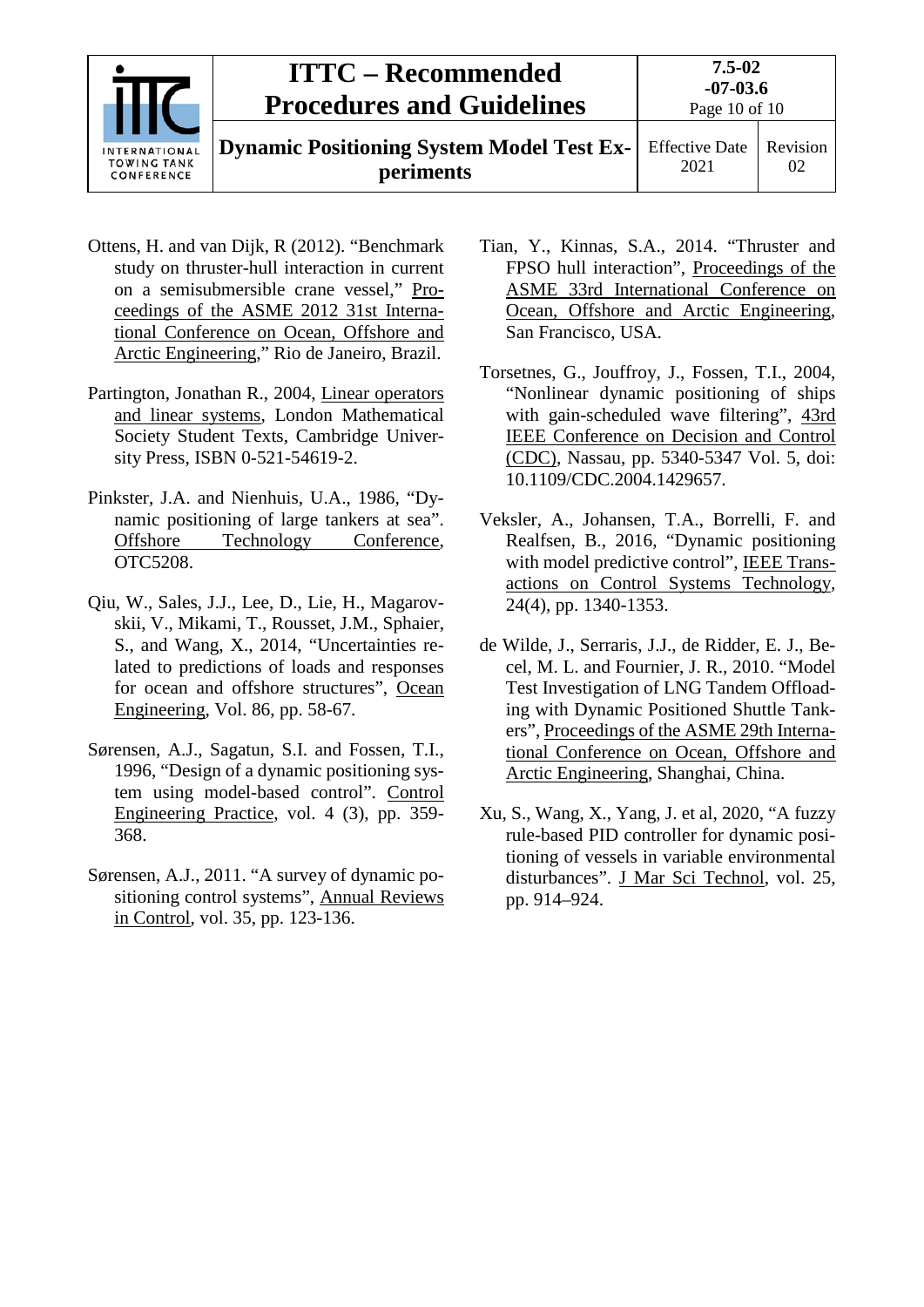Ottens, H. and van Dijk, R (2012). "Benchmark study on thruster-hull interaction in current on a semisubmersible crane vessel," Proceedings of the ASME 2012 31st International Conference on Ocean, Offshore and Arctic Engineering," Rio de Janeiro, Brazil.

Partington, Jonathan R., 2004, Linear operators and linear systems, London Mathematical Society Student Texts, Cambridge University Press, ISBN 0-521-54619-2.

Pinkster, J.A. and Nienhuis, U.A., 1986, "Dynamic positioning of large tankers at sea". Offshore Technology Conference, OTC5208.

Qiu, W., Sales, J.J., Lee, D., Lie, H., Magarovskii, V., Mikami, T., Rousset, J.M., Sphaier, S., and Wang, X., 2014, "Uncertainties related to predictions of loads and responses for ocean and offshore structures", Ocean Engineering, Vol. 86, pp. 58-67.

Sørensen, A.J., Sagatun, S.I. and Fossen, T.I., 1996, "Design of a dynamic positioning system using model-based control". Control Engineering Practice, vol. 4 (3), pp. 359-368.

Sørensen, A.J., 2011. "A survey of dynamic positioning control systems", Annual Reviews in Control, vol. 35, pp. 123-136.

Tian, Y., Kinnas, S.A., 2014. "Thruster and FPSO hull interaction", Proceedings of the ASME 33rd International Conference on Ocean, Offshore and Arctic Engineering, San Francisco, USA.

Torsetnes, G., Jouffroy, J., Fossen, T.I., 2004, "Nonlinear dynamic positioning of ships with gain-scheduled wave filtering", 43rd IEEE Conference on Decision and Control (CDC), Nassau, pp. 5340-5347 Vol. 5, doi: 10.1109/CDC.2004.1429657.

Veksler, A., Johansen, T.A., Borrelli, F. and Realfsen, B., 2016, "Dynamic positioning with model predictive control", IEEE Transactions on Control Systems Technology, 24(4), pp. 1340-1353.

de Wilde, J., Serraris, J.J., de Ridder, E. J., Becel, M. L. and Fournier, J. R., 2010. "Model Test Investigation of LNG Tandem Offloading with Dynamic Positioned Shuttle Tankers", Proceedings of the ASME 29th International Conference on Ocean, Offshore and Arctic Engineering, Shanghai, China.

Xu, S., Wang, X., Yang, J. et al, 2020, "A fuzzy rule-based PID controller for dynamic positioning of vessels in variable environmental disturbances". J Mar Sci Technol, vol. 25, pp. 914–924.